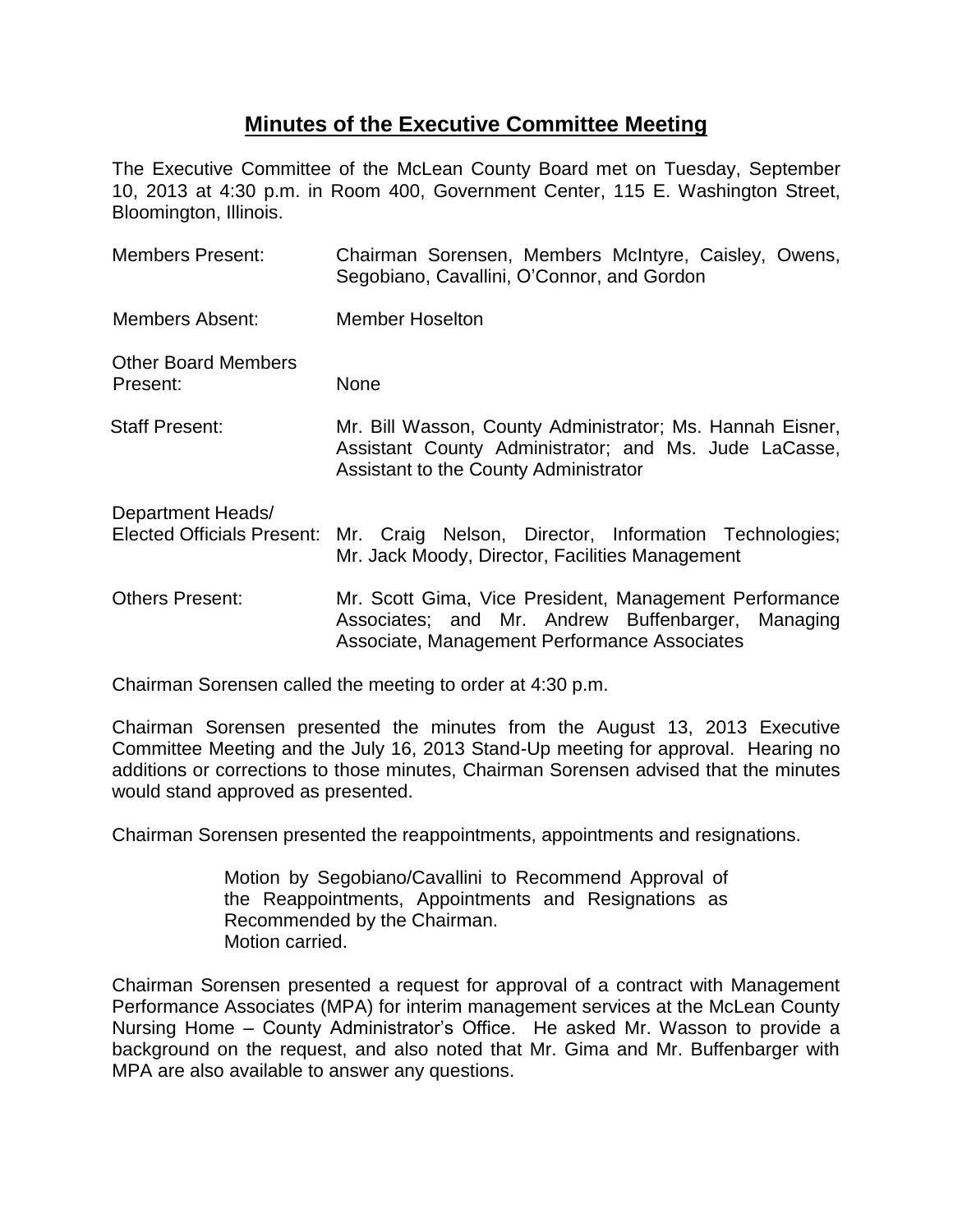# **Minutes of the Executive Committee Meeting**

The Executive Committee of the McLean County Board met on Tuesday, September 10, 2013 at 4:30 p.m. in Room 400, Government Center, 115 E. Washington Street, Bloomington, Illinois.

| | |
|---|---|
| Members Present: | Chairman Sorensen, Members McIntyre, Caisley, Owens, Segobiano, Cavallini, O'Connor, and Gordon |
| Members Absent: | Member Hoselton |
| Other Board Members Present: | None |
| Staff Present: | Mr. Bill Wasson, County Administrator; Ms. Hannah Eisner, Assistant County Administrator; and Ms. Jude LaCasse, Assistant to the County Administrator |
| Department Heads/ Elected Officials Present: | Mr. Craig Nelson, Director, Information Technologies; Mr. Jack Moody, Director, Facilities Management |
| Others Present: | Mr. Scott Gima, Vice President, Management Performance Associates; and Mr. Andrew Buffenbarger, Managing Associate, Management Performance Associates |

Chairman Sorensen called the meeting to order at 4:30 p.m.

Chairman Sorensen presented the minutes from the August 13, 2013 Executive Committee Meeting and the July 16, 2013 Stand-Up meeting for approval. Hearing no additions or corrections to those minutes, Chairman Sorensen advised that the minutes would stand approved as presented.

Chairman Sorensen presented the reappointments, appointments and resignations.

> Motion by Segobiano/Cavallini to Recommend Approval of the Reappointments, Appointments and Resignations as Recommended by the Chairman.
> Motion carried.

Chairman Sorensen presented a request for approval of a contract with Management Performance Associates (MPA) for interim management services at the McLean County Nursing Home – County Administrator's Office. He asked Mr. Wasson to provide a background on the request, and also noted that Mr. Gima and Mr. Buffenbarger with MPA are also available to answer any questions.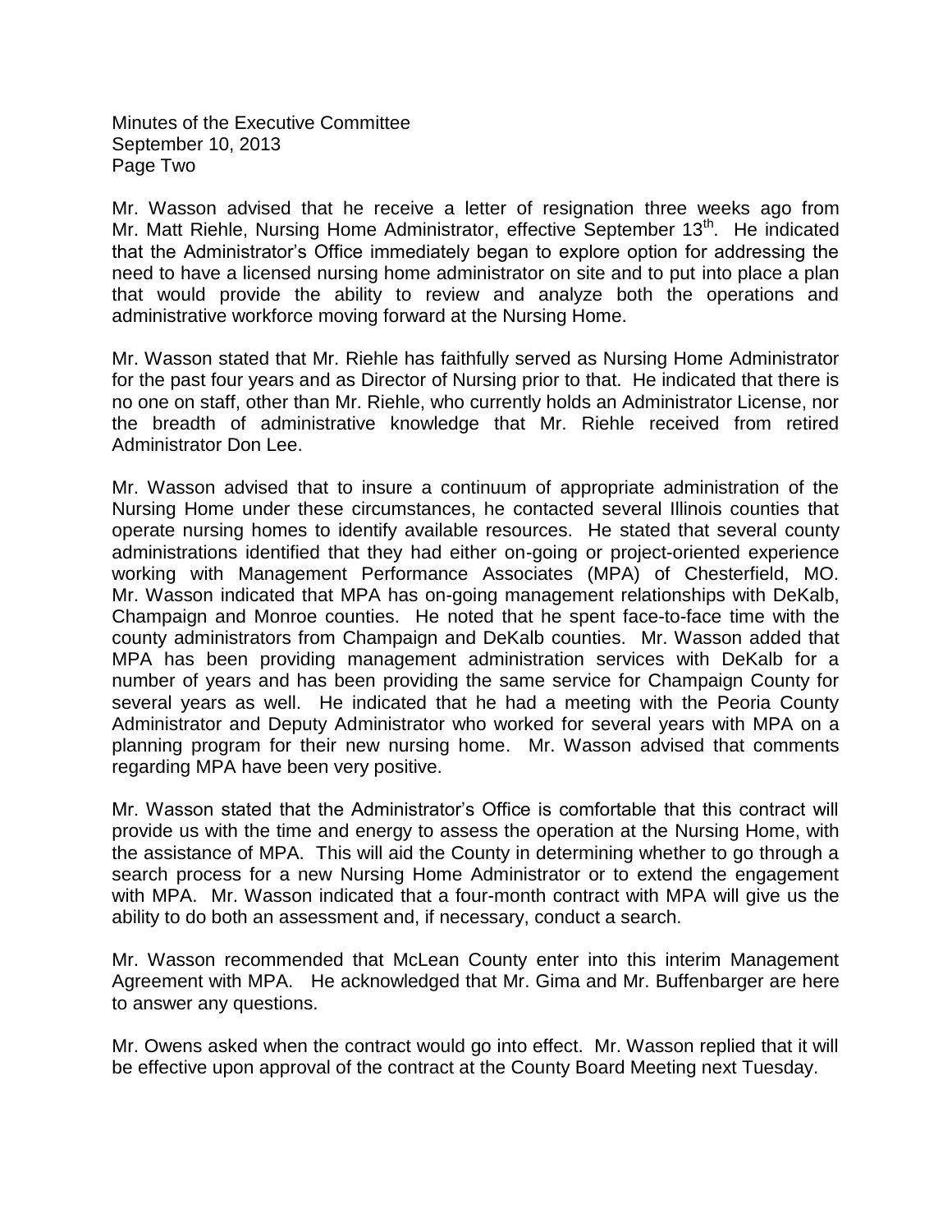Mr. Wasson advised that he receive a letter of resignation three weeks ago from Mr. Matt Riehle, Nursing Home Administrator, effective September 13th. He indicated that the Administrator's Office immediately began to explore option for addressing the need to have a licensed nursing home administrator on site and to put into place a plan that would provide the ability to review and analyze both the operations and administrative workforce moving forward at the Nursing Home.

Mr. Wasson stated that Mr. Riehle has faithfully served as Nursing Home Administrator for the past four years and as Director of Nursing prior to that. He indicated that there is no one on staff, other than Mr. Riehle, who currently holds an Administrator License, nor the breadth of administrative knowledge that Mr. Riehle received from retired Administrator Don Lee.

Mr. Wasson advised that to insure a continuum of appropriate administration of the Nursing Home under these circumstances, he contacted several Illinois counties that operate nursing homes to identify available resources. He stated that several county administrations identified that they had either on-going or project-oriented experience working with Management Performance Associates (MPA) of Chesterfield, MO. Mr. Wasson indicated that MPA has on-going management relationships with DeKalb, Champaign and Monroe counties. He noted that he spent face-to-face time with the county administrators from Champaign and DeKalb counties. Mr. Wasson added that MPA has been providing management administration services with DeKalb for a number of years and has been providing the same service for Champaign County for several years as well. He indicated that he had a meeting with the Peoria County Administrator and Deputy Administrator who worked for several years with MPA on a planning program for their new nursing home. Mr. Wasson advised that comments regarding MPA have been very positive.

Mr. Wasson stated that the Administrator's Office is comfortable that this contract will provide us with the time and energy to assess the operation at the Nursing Home, with the assistance of MPA. This will aid the County in determining whether to go through a search process for a new Nursing Home Administrator or to extend the engagement with MPA. Mr. Wasson indicated that a four-month contract with MPA will give us the ability to do both an assessment and, if necessary, conduct a search.

Mr. Wasson recommended that McLean County enter into this interim Management Agreement with MPA. He acknowledged that Mr. Gima and Mr. Buffenbarger are here to answer any questions.

Mr. Owens asked when the contract would go into effect. Mr. Wasson replied that it will be effective upon approval of the contract at the County Board Meeting next Tuesday.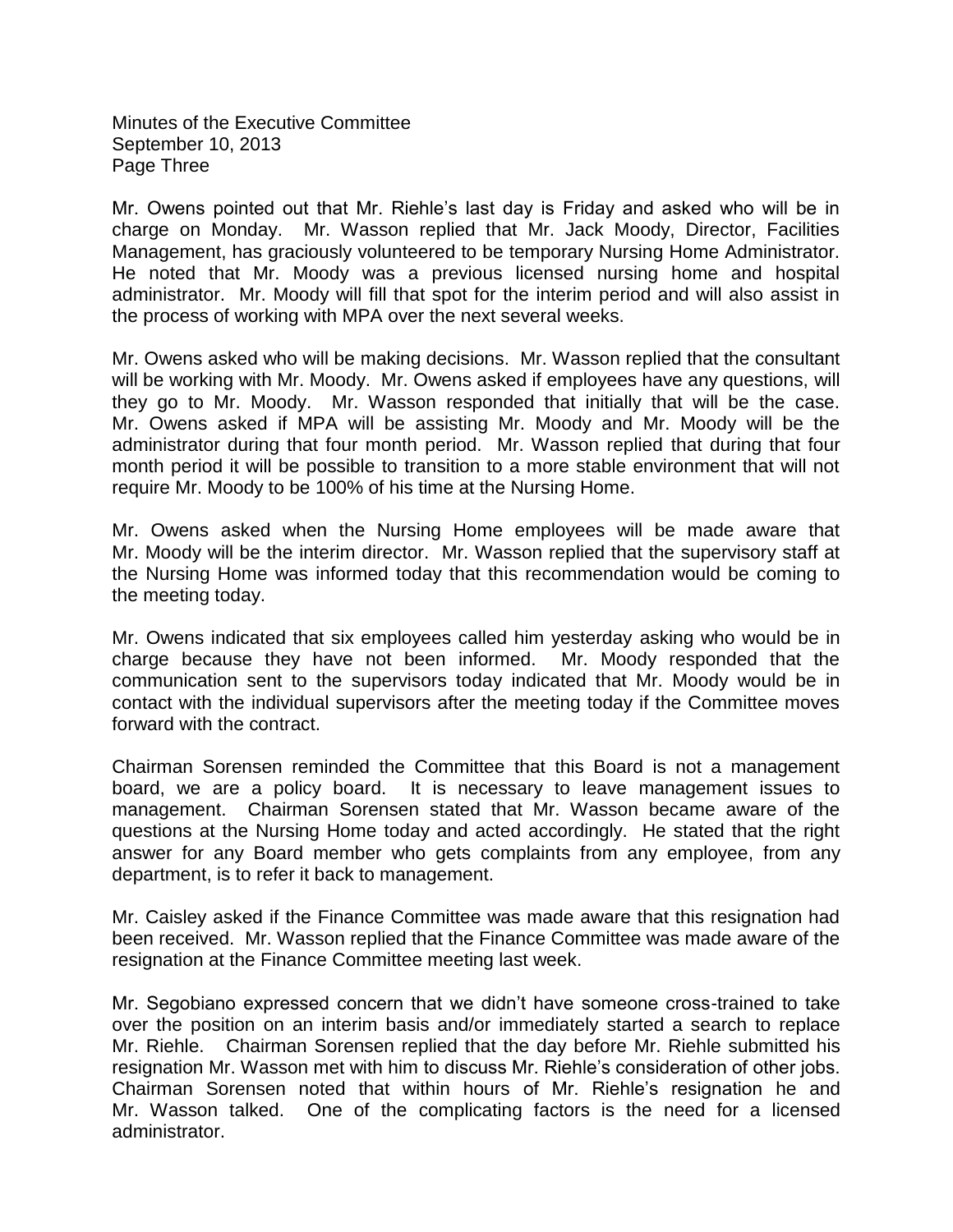Mr. Owens pointed out that Mr. Riehle's last day is Friday and asked who will be in charge on Monday. Mr. Wasson replied that Mr. Jack Moody, Director, Facilities Management, has graciously volunteered to be temporary Nursing Home Administrator. He noted that Mr. Moody was a previous licensed nursing home and hospital administrator. Mr. Moody will fill that spot for the interim period and will also assist in the process of working with MPA over the next several weeks.

Mr. Owens asked who will be making decisions. Mr. Wasson replied that the consultant will be working with Mr. Moody. Mr. Owens asked if employees have any questions, will they go to Mr. Moody. Mr. Wasson responded that initially that will be the case. Mr. Owens asked if MPA will be assisting Mr. Moody and Mr. Moody will be the administrator during that four month period. Mr. Wasson replied that during that four month period it will be possible to transition to a more stable environment that will not require Mr. Moody to be 100% of his time at the Nursing Home.

Mr. Owens asked when the Nursing Home employees will be made aware that Mr. Moody will be the interim director. Mr. Wasson replied that the supervisory staff at the Nursing Home was informed today that this recommendation would be coming to the meeting today.

Mr. Owens indicated that six employees called him yesterday asking who would be in charge because they have not been informed. Mr. Moody responded that the communication sent to the supervisors today indicated that Mr. Moody would be in contact with the individual supervisors after the meeting today if the Committee moves forward with the contract.

Chairman Sorensen reminded the Committee that this Board is not a management board, we are a policy board. It is necessary to leave management issues to management. Chairman Sorensen stated that Mr. Wasson became aware of the questions at the Nursing Home today and acted accordingly. He stated that the right answer for any Board member who gets complaints from any employee, from any department, is to refer it back to management.

Mr. Caisley asked if the Finance Committee was made aware that this resignation had been received. Mr. Wasson replied that the Finance Committee was made aware of the resignation at the Finance Committee meeting last week.

Mr. Segobiano expressed concern that we didn't have someone cross-trained to take over the position on an interim basis and/or immediately started a search to replace Mr. Riehle. Chairman Sorensen replied that the day before Mr. Riehle submitted his resignation Mr. Wasson met with him to discuss Mr. Riehle's consideration of other jobs. Chairman Sorensen noted that within hours of Mr. Riehle's resignation he and Mr. Wasson talked. One of the complicating factors is the need for a licensed administrator.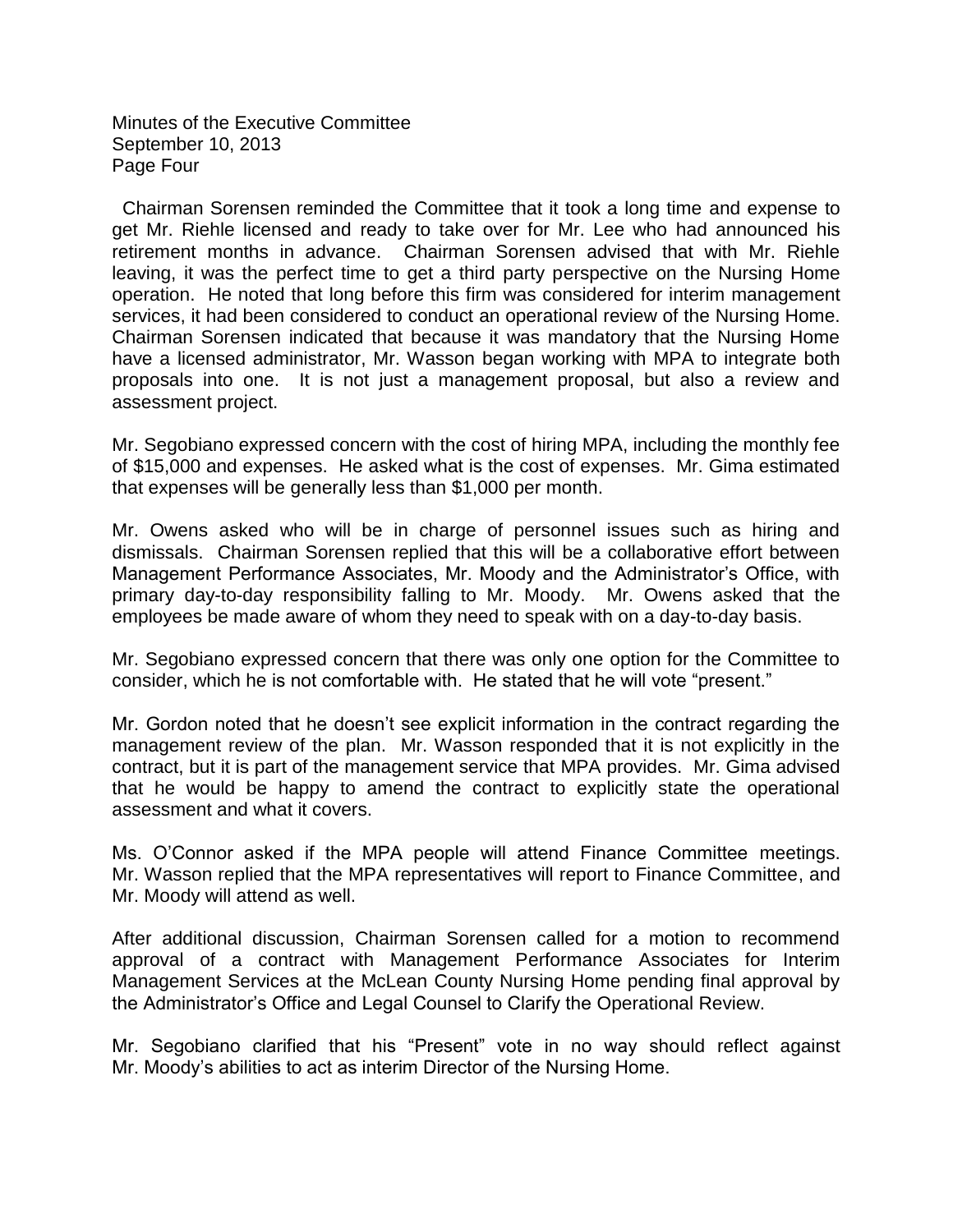Chairman Sorensen reminded the Committee that it took a long time and expense to get Mr. Riehle licensed and ready to take over for Mr. Lee who had announced his retirement months in advance. Chairman Sorensen advised that with Mr. Riehle leaving, it was the perfect time to get a third party perspective on the Nursing Home operation. He noted that long before this firm was considered for interim management services, it had been considered to conduct an operational review of the Nursing Home. Chairman Sorensen indicated that because it was mandatory that the Nursing Home have a licensed administrator, Mr. Wasson began working with MPA to integrate both proposals into one. It is not just a management proposal, but also a review and assessment project.

Mr. Segobiano expressed concern with the cost of hiring MPA, including the monthly fee of $15,000 and expenses. He asked what is the cost of expenses. Mr. Gima estimated that expenses will be generally less than $1,000 per month.

Mr. Owens asked who will be in charge of personnel issues such as hiring and dismissals. Chairman Sorensen replied that this will be a collaborative effort between Management Performance Associates, Mr. Moody and the Administrator's Office, with primary day-to-day responsibility falling to Mr. Moody. Mr. Owens asked that the employees be made aware of whom they need to speak with on a day-to-day basis.

Mr. Segobiano expressed concern that there was only one option for the Committee to consider, which he is not comfortable with. He stated that he will vote "present."

Mr. Gordon noted that he doesn't see explicit information in the contract regarding the management review of the plan. Mr. Wasson responded that it is not explicitly in the contract, but it is part of the management service that MPA provides. Mr. Gima advised that he would be happy to amend the contract to explicitly state the operational assessment and what it covers.

Ms. O'Connor asked if the MPA people will attend Finance Committee meetings. Mr. Wasson replied that the MPA representatives will report to Finance Committee, and Mr. Moody will attend as well.

After additional discussion, Chairman Sorensen called for a motion to recommend approval of a contract with Management Performance Associates for Interim Management Services at the McLean County Nursing Home pending final approval by the Administrator's Office and Legal Counsel to Clarify the Operational Review.

Mr. Segobiano clarified that his "Present" vote in no way should reflect against Mr. Moody's abilities to act as interim Director of the Nursing Home.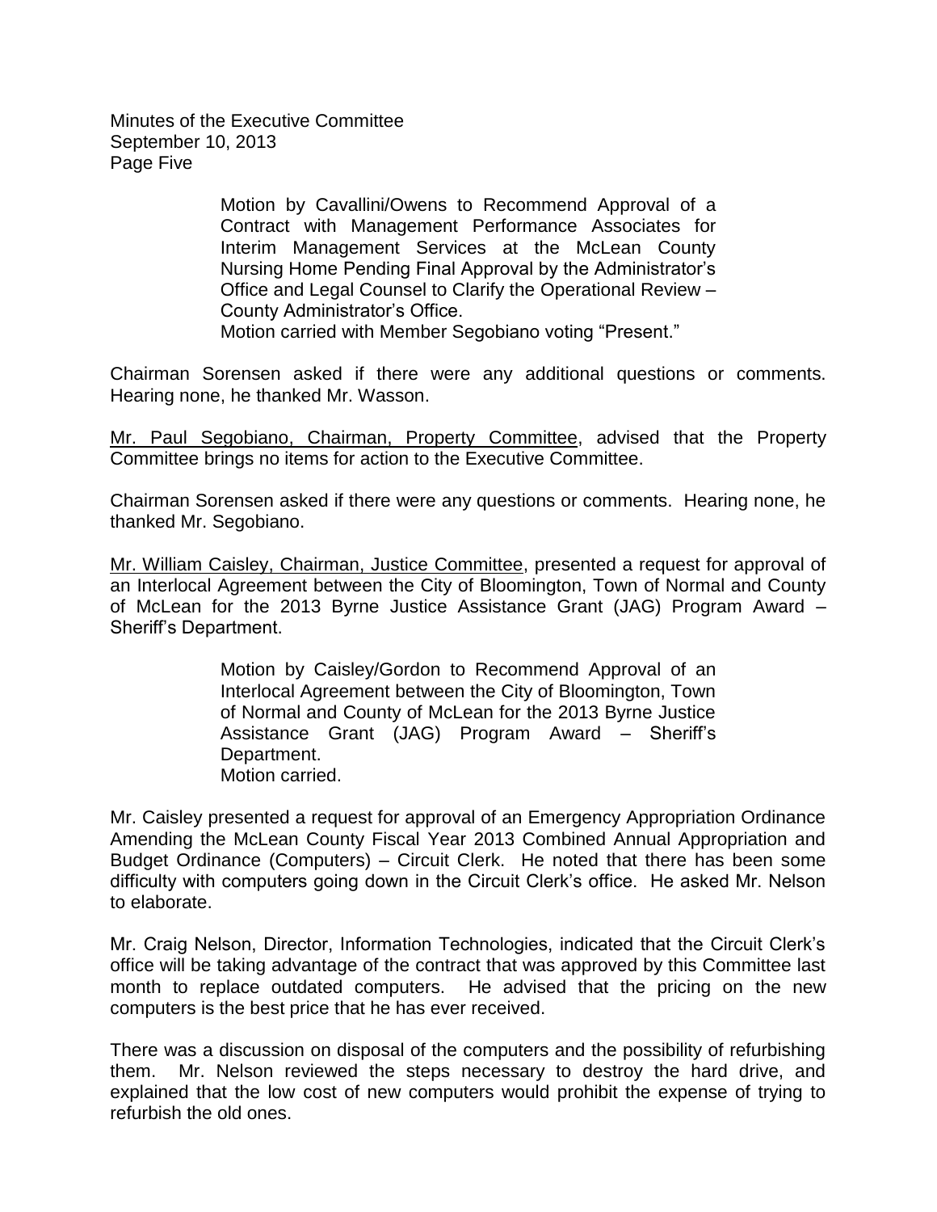> Motion by Cavallini/Owens to Recommend Approval of a Contract with Management Performance Associates for Interim Management Services at the McLean County Nursing Home Pending Final Approval by the Administrator's Office and Legal Counsel to Clarify the Operational Review – County Administrator's Office.
> Motion carried with Member Segobiano voting "Present."

Chairman Sorensen asked if there were any additional questions or comments. Hearing none, he thanked Mr. Wasson.

Mr. Paul Segobiano, Chairman, Property Committee, advised that the Property Committee brings no items for action to the Executive Committee.

Chairman Sorensen asked if there were any questions or comments. Hearing none, he thanked Mr. Segobiano.

Mr. William Caisley, Chairman, Justice Committee, presented a request for approval of an Interlocal Agreement between the City of Bloomington, Town of Normal and County of McLean for the 2013 Byrne Justice Assistance Grant (JAG) Program Award – Sheriff's Department.

> Motion by Caisley/Gordon to Recommend Approval of an Interlocal Agreement between the City of Bloomington, Town of Normal and County of McLean for the 2013 Byrne Justice Assistance Grant (JAG) Program Award – Sheriff's Department.
> Motion carried.

Mr. Caisley presented a request for approval of an Emergency Appropriation Ordinance Amending the McLean County Fiscal Year 2013 Combined Annual Appropriation and Budget Ordinance (Computers) – Circuit Clerk. He noted that there has been some difficulty with computers going down in the Circuit Clerk's office. He asked Mr. Nelson to elaborate.

Mr. Craig Nelson, Director, Information Technologies, indicated that the Circuit Clerk's office will be taking advantage of the contract that was approved by this Committee last month to replace outdated computers. He advised that the pricing on the new computers is the best price that he has ever received.

There was a discussion on disposal of the computers and the possibility of refurbishing them. Mr. Nelson reviewed the steps necessary to destroy the hard drive, and explained that the low cost of new computers would prohibit the expense of trying to refurbish the old ones.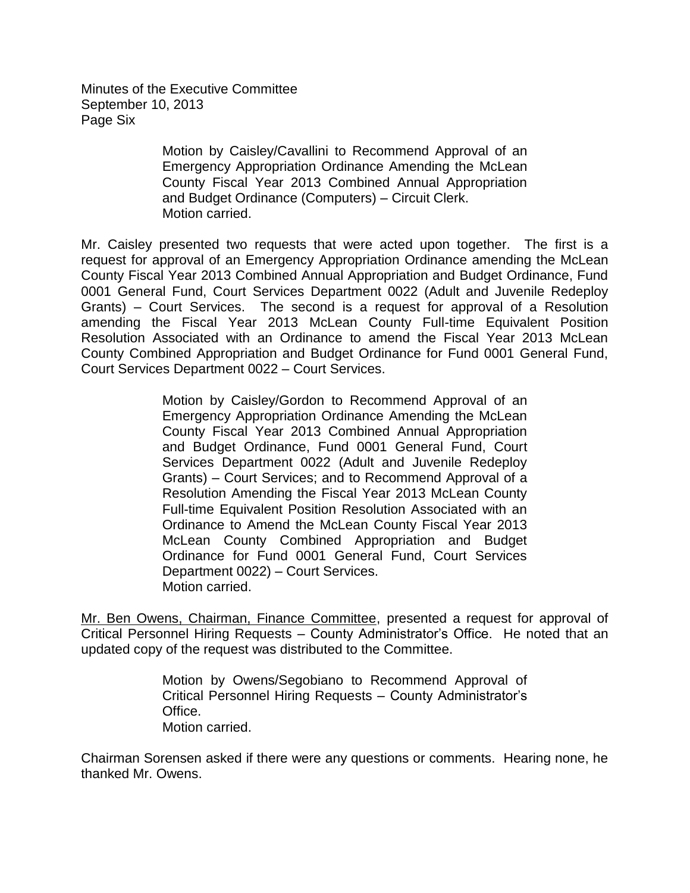> Motion by Caisley/Cavallini to Recommend Approval of an Emergency Appropriation Ordinance Amending the McLean County Fiscal Year 2013 Combined Annual Appropriation and Budget Ordinance (Computers) – Circuit Clerk.
> Motion carried.

Mr. Caisley presented two requests that were acted upon together. The first is a request for approval of an Emergency Appropriation Ordinance amending the McLean County Fiscal Year 2013 Combined Annual Appropriation and Budget Ordinance, Fund 0001 General Fund, Court Services Department 0022 (Adult and Juvenile Redeploy Grants) – Court Services. The second is a request for approval of a Resolution amending the Fiscal Year 2013 McLean County Full-time Equivalent Position Resolution Associated with an Ordinance to amend the Fiscal Year 2013 McLean County Combined Appropriation and Budget Ordinance for Fund 0001 General Fund, Court Services Department 0022 – Court Services.

> Motion by Caisley/Gordon to Recommend Approval of an Emergency Appropriation Ordinance Amending the McLean County Fiscal Year 2013 Combined Annual Appropriation and Budget Ordinance, Fund 0001 General Fund, Court Services Department 0022 (Adult and Juvenile Redeploy Grants) – Court Services; and to Recommend Approval of a Resolution Amending the Fiscal Year 2013 McLean County Full-time Equivalent Position Resolution Associated with an Ordinance to Amend the McLean County Fiscal Year 2013 McLean County Combined Appropriation and Budget Ordinance for Fund 0001 General Fund, Court Services Department 0022) – Court Services.
> Motion carried.

Mr. Ben Owens, Chairman, Finance Committee, presented a request for approval of Critical Personnel Hiring Requests – County Administrator's Office. He noted that an updated copy of the request was distributed to the Committee.

> Motion by Owens/Segobiano to Recommend Approval of Critical Personnel Hiring Requests – County Administrator's Office.
> Motion carried.

Chairman Sorensen asked if there were any questions or comments. Hearing none, he thanked Mr. Owens.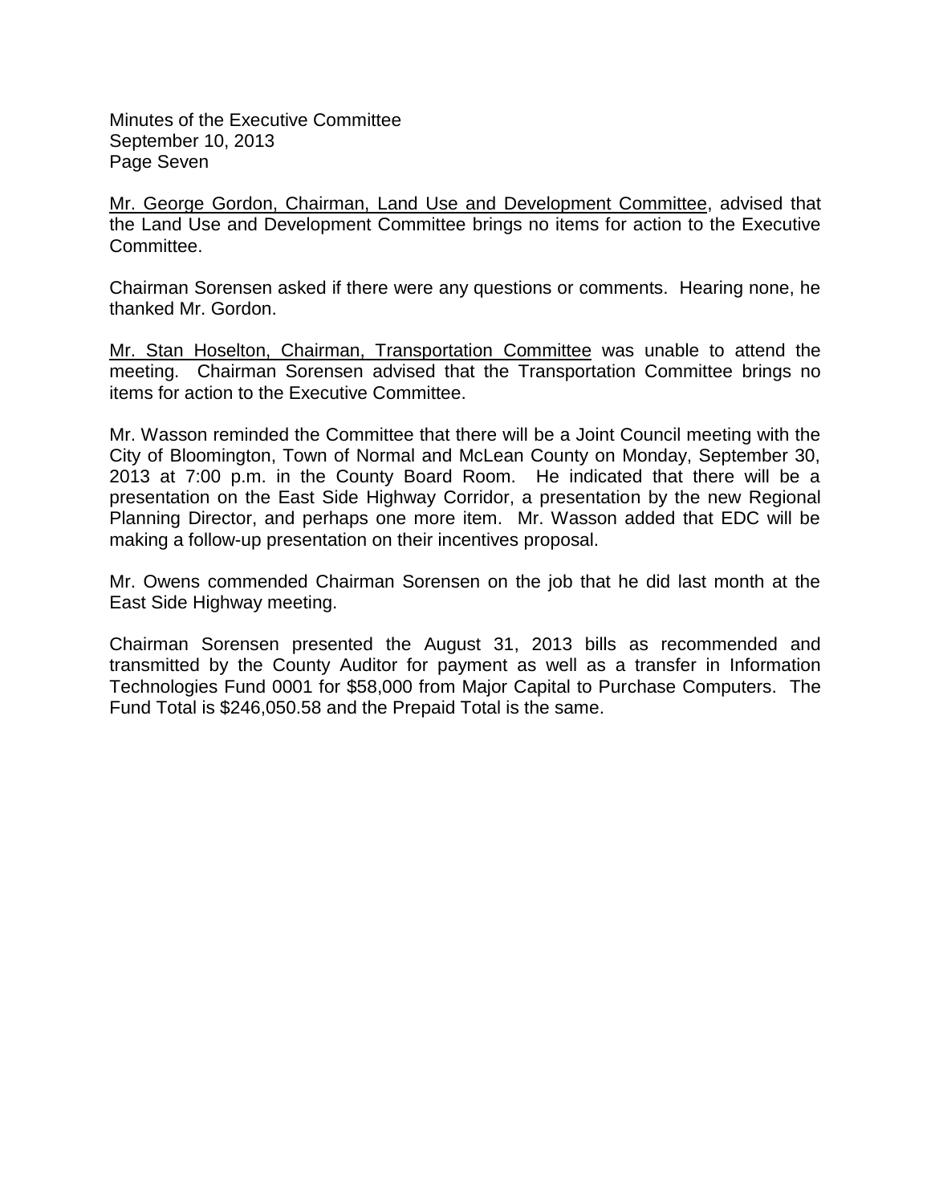Mr. George Gordon, Chairman, Land Use and Development Committee, advised that the Land Use and Development Committee brings no items for action to the Executive Committee.

Chairman Sorensen asked if there were any questions or comments. Hearing none, he thanked Mr. Gordon.

Mr. Stan Hoselton, Chairman, Transportation Committee was unable to attend the meeting. Chairman Sorensen advised that the Transportation Committee brings no items for action to the Executive Committee.

Mr. Wasson reminded the Committee that there will be a Joint Council meeting with the City of Bloomington, Town of Normal and McLean County on Monday, September 30, 2013 at 7:00 p.m. in the County Board Room. He indicated that there will be a presentation on the East Side Highway Corridor, a presentation by the new Regional Planning Director, and perhaps one more item. Mr. Wasson added that EDC will be making a follow-up presentation on their incentives proposal.

Mr. Owens commended Chairman Sorensen on the job that he did last month at the East Side Highway meeting.

Chairman Sorensen presented the August 31, 2013 bills as recommended and transmitted by the County Auditor for payment as well as a transfer in Information Technologies Fund 0001 for $58,000 from Major Capital to Purchase Computers. The Fund Total is $246,050.58 and the Prepaid Total is the same.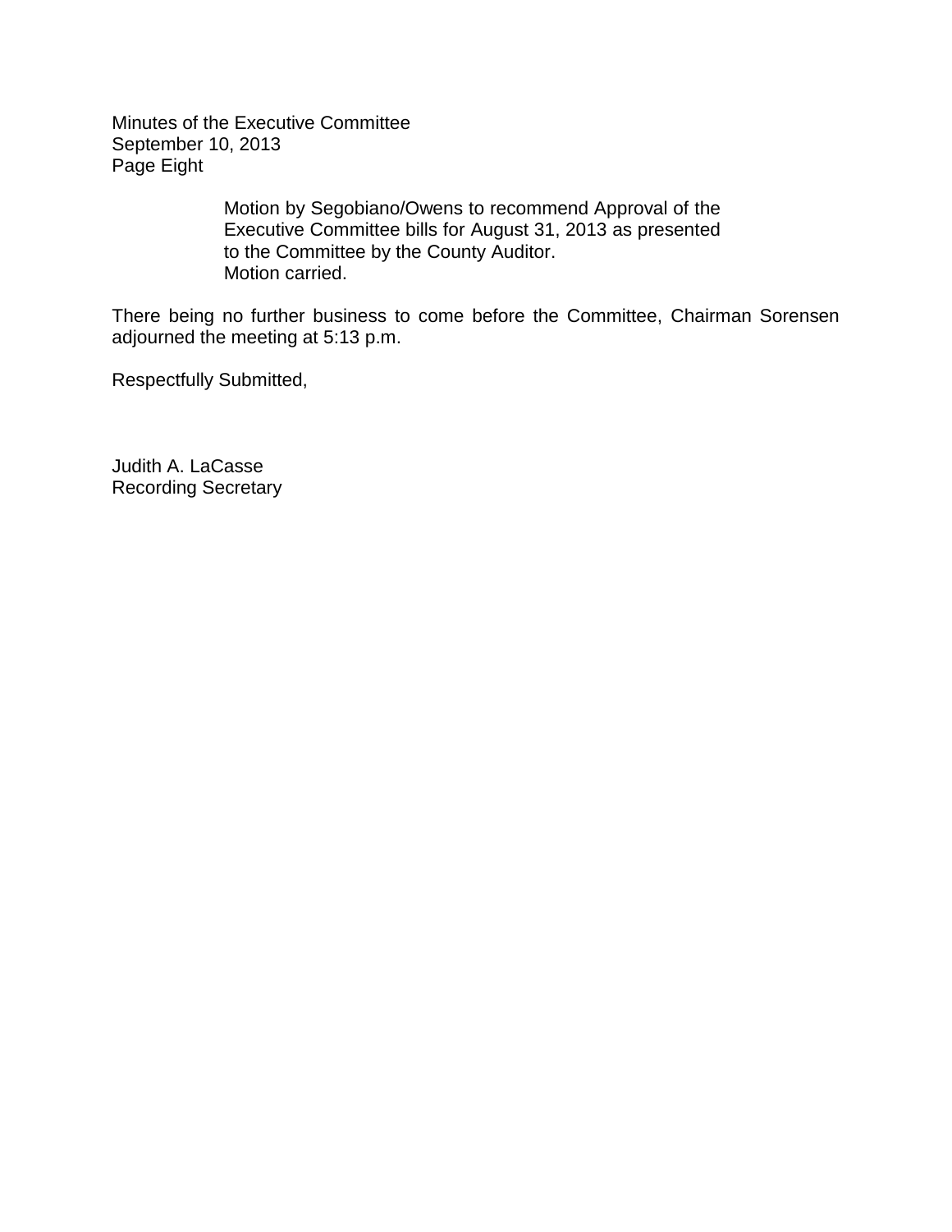Motion by Segobiano/Owens to recommend Approval of the Executive Committee bills for August 31, 2013 as presented to the Committee by the County Auditor.
Motion carried.

There being no further business to come before the Committee, Chairman Sorensen adjourned the meeting at 5:13 p.m.

Respectfully Submitted,

Judith A. LaCasse
Recording Secretary